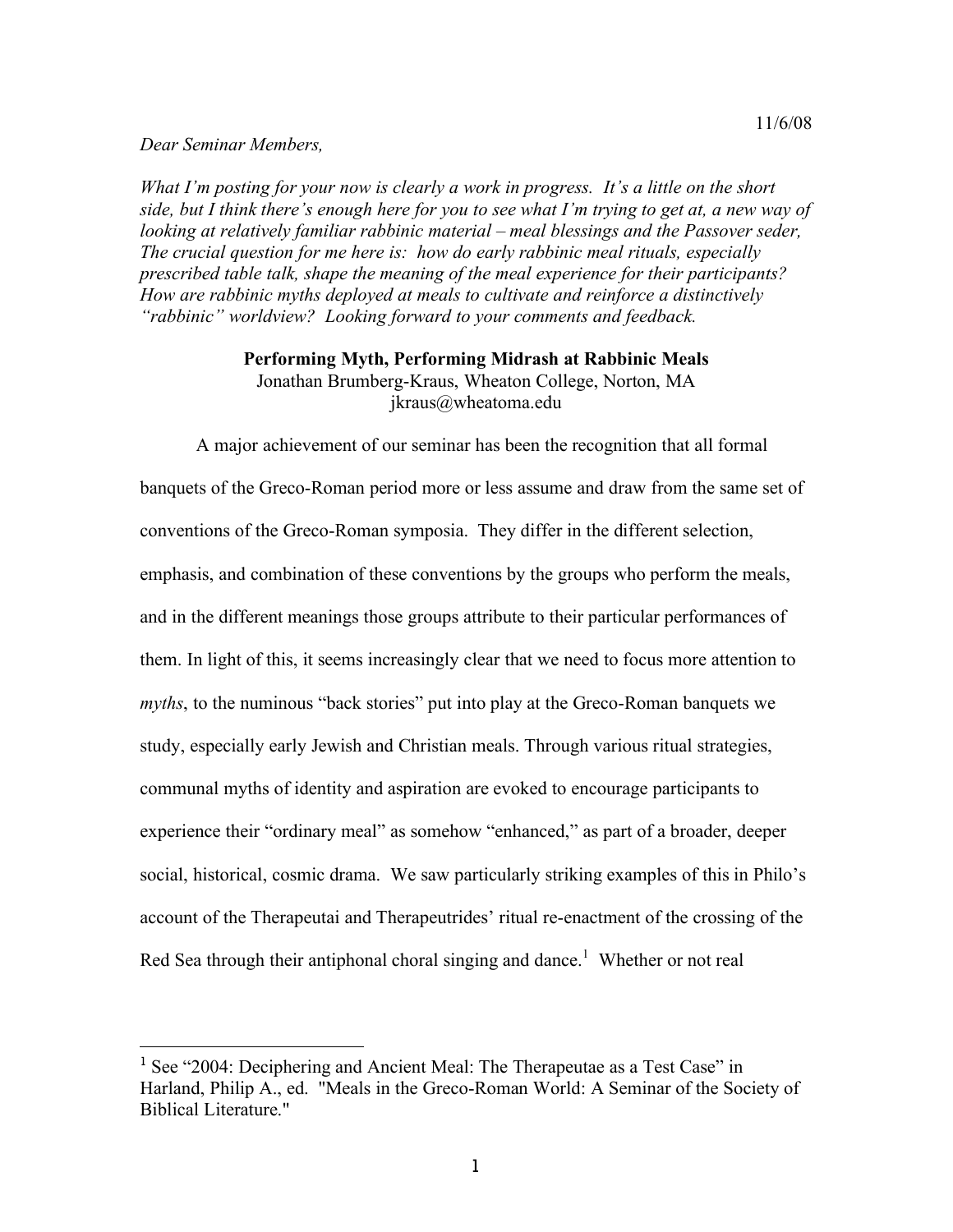11/6/08

*Dear Seminar Members,*

*What I'm posting for your now is clearly a work in progress. It's a little on the short side, but I think there's enough here for you to see what I'm trying to get at, a new way of looking at relatively familiar rabbinic material – meal blessings and the Passover seder, The crucial question for me here is: how do early rabbinic meal rituals, especially prescribed table talk, shape the meaning of the meal experience for their participants? How are rabbinic myths deployed at meals to cultivate and reinforce a distinctively "rabbinic" worldview? Looking forward to your comments and feedback.*

**Performing Myth, Performing Midrash at Rabbinic Meals**

Jonathan Brumberg-Kraus, Wheaton College, Norton, MA
jkraus@wheatoma.edu

A major achievement of our seminar has been the recognition that all formal banquets of the Greco-Roman period more or less assume and draw from the same set of conventions of the Greco-Roman symposia. They differ in the different selection, emphasis, and combination of these conventions by the groups who perform the meals, and in the different meanings those groups attribute to their particular performances of them. In light of this, it seems increasingly clear that we need to focus more attention to *myths*, to the numinous "back stories" put into play at the Greco-Roman banquets we study, especially early Jewish and Christian meals. Through various ritual strategies, communal myths of identity and aspiration are evoked to encourage participants to experience their "ordinary meal" as somehow "enhanced," as part of a broader, deeper social, historical, cosmic drama. We saw particularly striking examples of this in Philo's account of the Therapeutai and Therapeutrides' ritual re-enactment of the crossing of the Red Sea through their antiphonal choral singing and dance.[1] Whether or not real

[1] See "2004: Deciphering and Ancient Meal: The Therapeutae as a Test Case" in Harland, Philip A., ed. "Meals in the Greco-Roman World: A Seminar of the Society of Biblical Literature."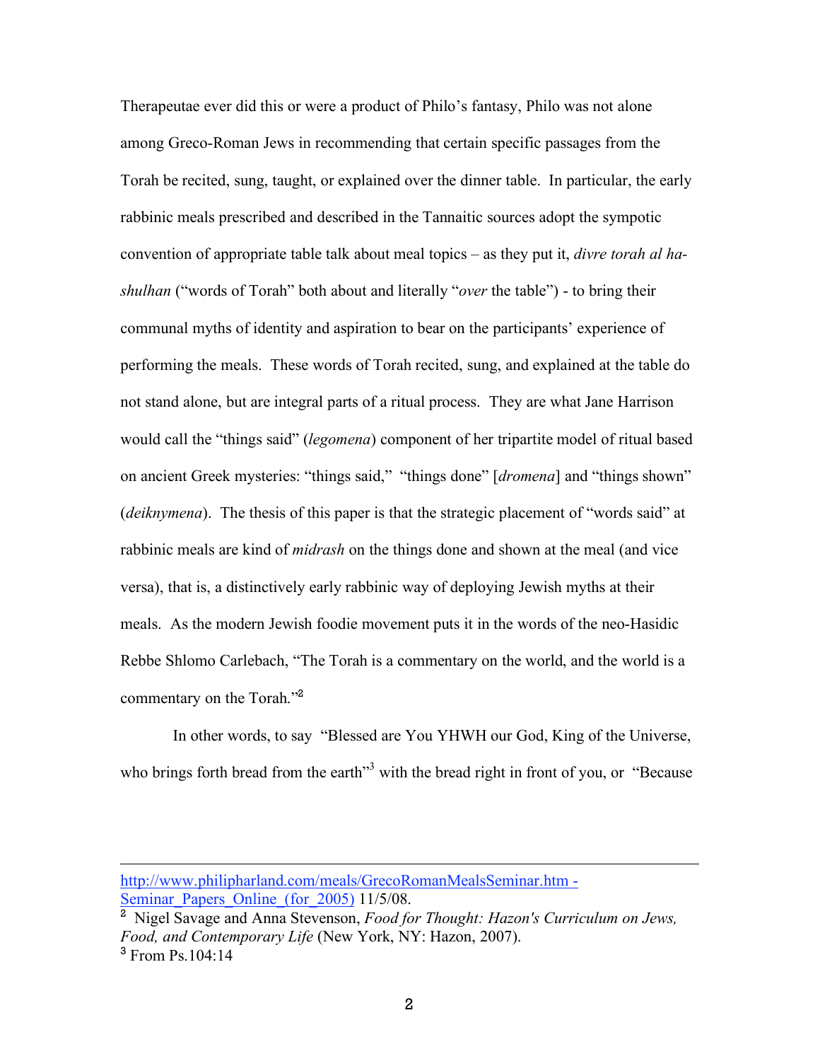Therapeutae ever did this or were a product of Philo's fantasy, Philo was not alone among Greco-Roman Jews in recommending that certain specific passages from the Torah be recited, sung, taught, or explained over the dinner table. In particular, the early rabbinic meals prescribed and described in the Tannaitic sources adopt the sympotic convention of appropriate table talk about meal topics – as they put it, *divre torah al ha-shulhan* ("words of Torah" both about and literally "*over* the table") - to bring their communal myths of identity and aspiration to bear on the participants' experience of performing the meals. These words of Torah recited, sung, and explained at the table do not stand alone, but are integral parts of a ritual process. They are what Jane Harrison would call the "things said" (*legomena*) component of her tripartite model of ritual based on ancient Greek mysteries: "things said," "things done" [*dromena*] and "things shown" (*deiknymena*). The thesis of this paper is that the strategic placement of "words said" at rabbinic meals are kind of *midrash* on the things done and shown at the meal (and vice versa), that is, a distinctively early rabbinic way of deploying Jewish myths at their meals. As the modern Jewish foodie movement puts it in the words of the neo-Hasidic Rebbe Shlomo Carlebach, "The Torah is a commentary on the world, and the world is a commentary on the Torah."[2]

In other words, to say "Blessed are You YHWH our God, King of the Universe, who brings forth bread from the earth"[3] with the bread right in front of you, or "Because

---

http://www.philipharland.com/meals/GrecoRomanMealsSeminar.htm - Seminar_Papers_Online_(for_2005) 11/5/08.

[2] Nigel Savage and Anna Stevenson, *Food for Thought: Hazon's Curriculum on Jews, Food, and Contemporary Life* (New York, NY: Hazon, 2007).

[3] From Ps.104:14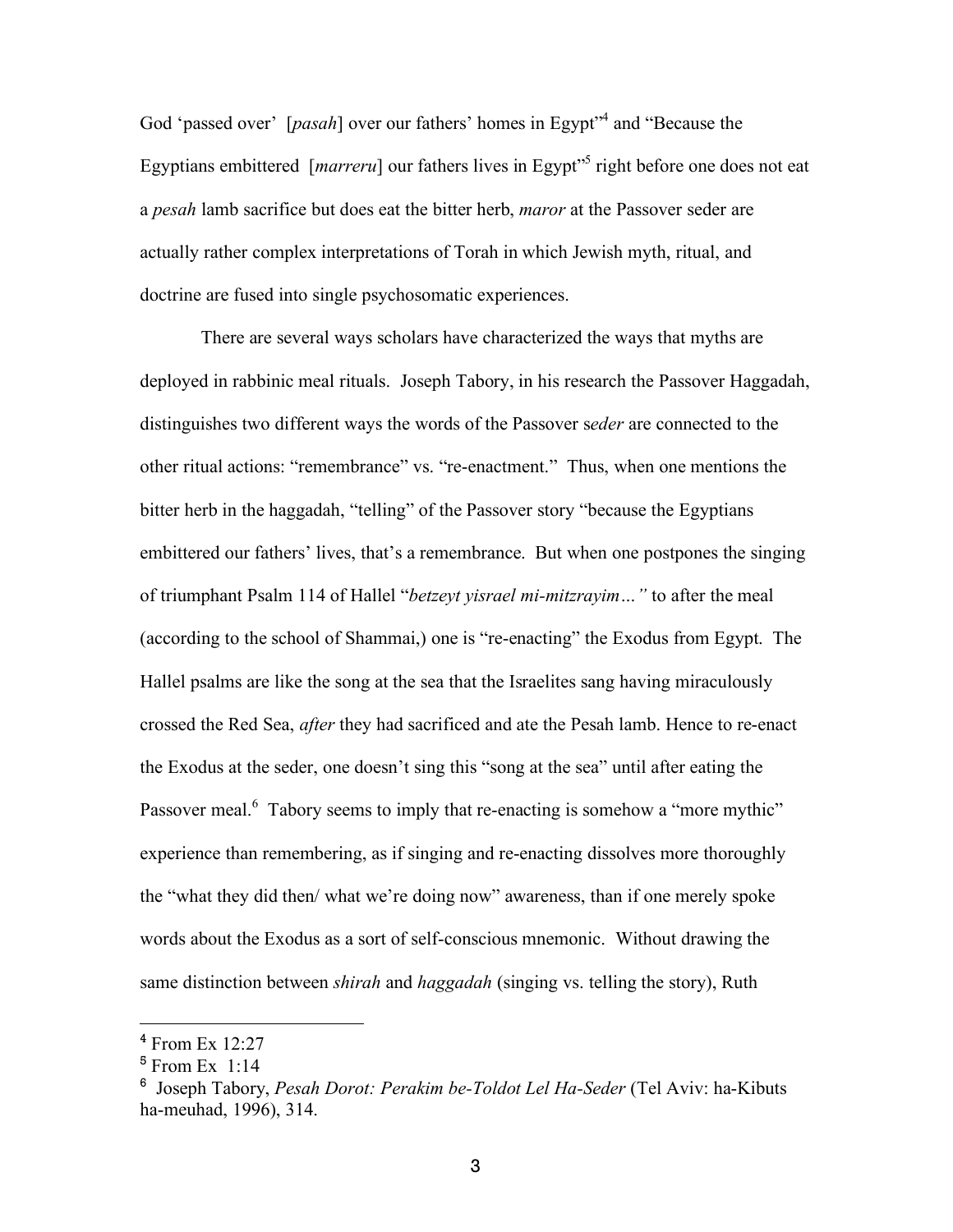God 'passed over' [*pasah*] over our fathers' homes in Egypt"[4] and "Because the Egyptians embittered [*marreru*] our fathers lives in Egypt"[5] right before one does not eat a *pesah* lamb sacrifice but does eat the bitter herb, *maror* at the Passover seder are actually rather complex interpretations of Torah in which Jewish myth, ritual, and doctrine are fused into single psychosomatic experiences.

There are several ways scholars have characterized the ways that myths are deployed in rabbinic meal rituals. Joseph Tabory, in his research the Passover Haggadah, distinguishes two different ways the words of the Passover s*eder* are connected to the other ritual actions: "remembrance" vs. "re-enactment." Thus, when one mentions the bitter herb in the haggadah, "telling" of the Passover story "because the Egyptians embittered our fathers' lives, that's a remembrance. But when one postpones the singing of triumphant Psalm 114 of Hallel "*betzeyt yisrael mi-mitzrayim…"* to after the meal (according to the school of Shammai,) one is "re-enacting" the Exodus from Egypt. The Hallel psalms are like the song at the sea that the Israelites sang having miraculously crossed the Red Sea, *after* they had sacrificed and ate the Pesah lamb. Hence to re-enact the Exodus at the seder, one doesn't sing this "song at the sea" until after eating the Passover meal.[6] Tabory seems to imply that re-enacting is somehow a "more mythic" experience than remembering, as if singing and re-enacting dissolves more thoroughly the "what they did then/ what we're doing now" awareness, than if one merely spoke words about the Exodus as a sort of self-conscious mnemonic. Without drawing the same distinction between *shirah* and *haggadah* (singing vs. telling the story), Ruth

---

[4] From Ex 12:27

[5] From Ex 1:14

[6] Joseph Tabory, *Pesah Dorot: Perakim be-Toldot Lel Ha-Seder* (Tel Aviv: ha-Kibuts ha-meuhad, 1996), 314.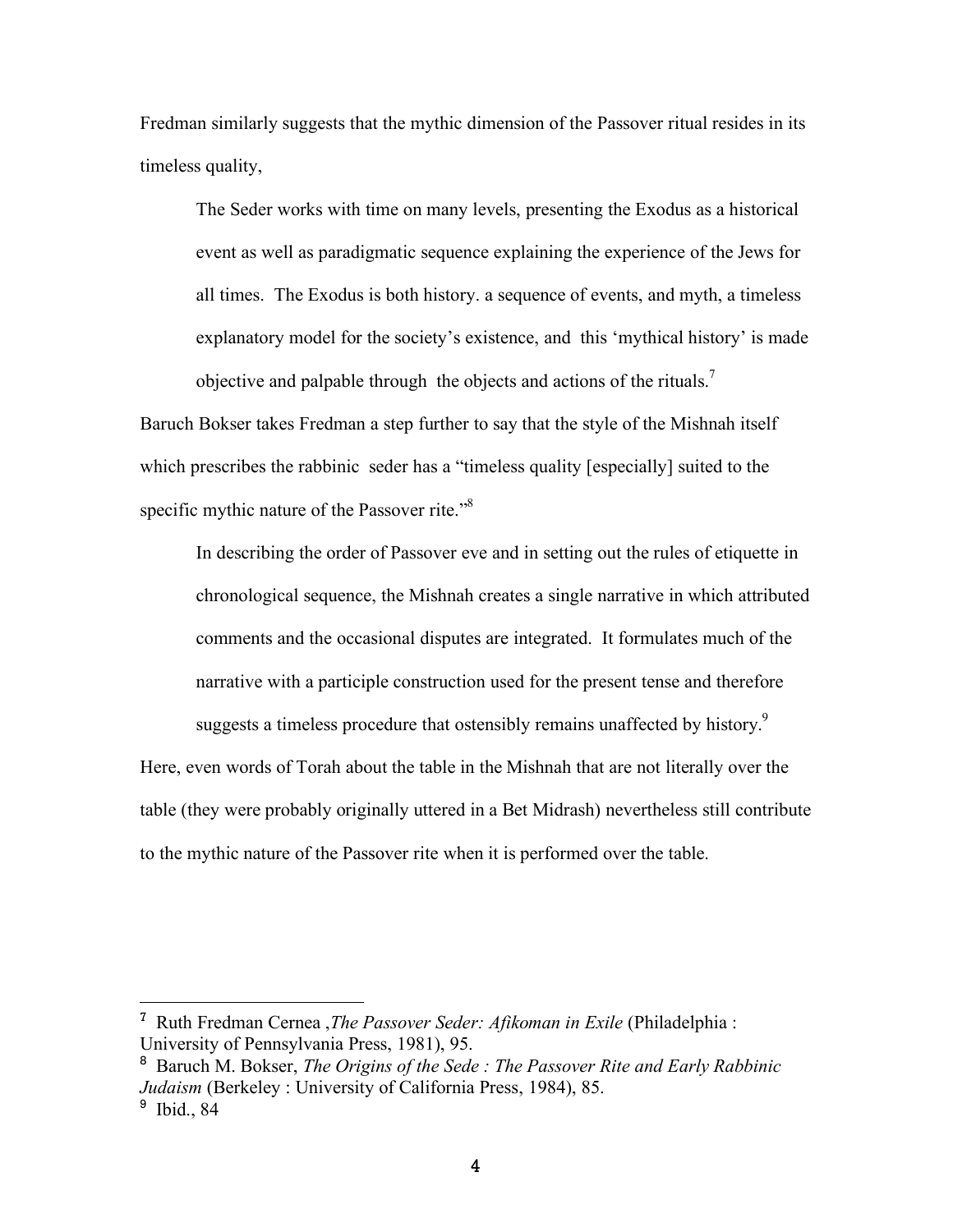Fredman similarly suggests that the mythic dimension of the Passover ritual resides in its timeless quality,

> The Seder works with time on many levels, presenting the Exodus as a historical event as well as paradigmatic sequence explaining the experience of the Jews for all times. The Exodus is both history. a sequence of events, and myth, a timeless explanatory model for the society's existence, and this 'mythical history' is made objective and palpable through the objects and actions of the rituals.[7]

Baruch Bokser takes Fredman a step further to say that the style of the Mishnah itself which prescribes the rabbinic seder has a "timeless quality [especially] suited to the specific mythic nature of the Passover rite."[8]

> In describing the order of Passover eve and in setting out the rules of etiquette in chronological sequence, the Mishnah creates a single narrative in which attributed comments and the occasional disputes are integrated. It formulates much of the narrative with a participle construction used for the present tense and therefore suggests a timeless procedure that ostensibly remains unaffected by history.[9]

Here, even words of Torah about the table in the Mishnah that are not literally over the table (they were probably originally uttered in a Bet Midrash) nevertheless still contribute to the mythic nature of the Passover rite when it is performed over the table.

---

[7] Ruth Fredman Cernea ,*The Passover Seder: Afikoman in Exile* (Philadelphia : University of Pennsylvania Press, 1981), 95.

[8] Baruch M. Bokser, *The Origins of the Sede : The Passover Rite and Early Rabbinic Judaism* (Berkeley : University of California Press, 1984), 85.

[9] Ibid., 84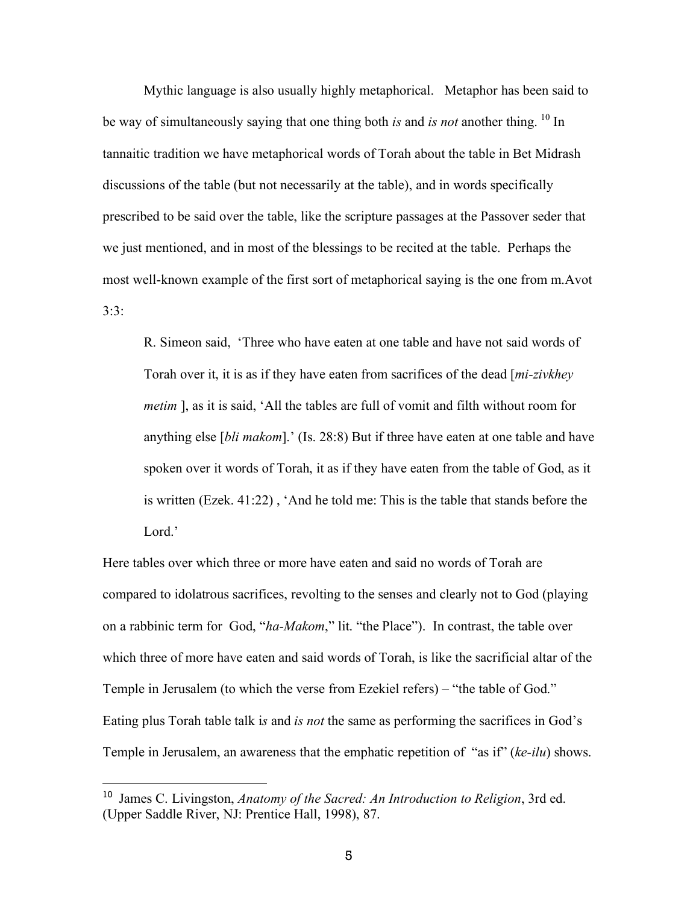Mythic language is also usually highly metaphorical. Metaphor has been said to be way of simultaneously saying that one thing both *is* and *is not* another thing. [10] In tannaitic tradition we have metaphorical words of Torah about the table in Bet Midrash discussions of the table (but not necessarily at the table), and in words specifically prescribed to be said over the table, like the scripture passages at the Passover seder that we just mentioned, and in most of the blessings to be recited at the table. Perhaps the most well-known example of the first sort of metaphorical saying is the one from m.Avot 3:3:

> R. Simeon said, 'Three who have eaten at one table and have not said words of Torah over it, it is as if they have eaten from sacrifices of the dead [*mi-zivkhey metim* ], as it is said, 'All the tables are full of vomit and filth without room for anything else [*bli makom*].' (Is. 28:8) But if three have eaten at one table and have spoken over it words of Torah, it as if they have eaten from the table of God, as it is written (Ezek. 41:22) , 'And he told me: This is the table that stands before the Lord.'

Here tables over which three or more have eaten and said no words of Torah are compared to idolatrous sacrifices, revolting to the senses and clearly not to God (playing on a rabbinic term for God, "*ha-Makom*," lit. "the Place"). In contrast, the table over which three of more have eaten and said words of Torah, is like the sacrificial altar of the Temple in Jerusalem (to which the verse from Ezekiel refers) – "the table of God." Eating plus Torah table talk i*s* and *is not* the same as performing the sacrifices in God's Temple in Jerusalem, an awareness that the emphatic repetition of "as if" (*ke-ilu*) shows.

---

[10] James C. Livingston, *Anatomy of the Sacred: An Introduction to Religion*, 3rd ed. (Upper Saddle River, NJ: Prentice Hall, 1998), 87.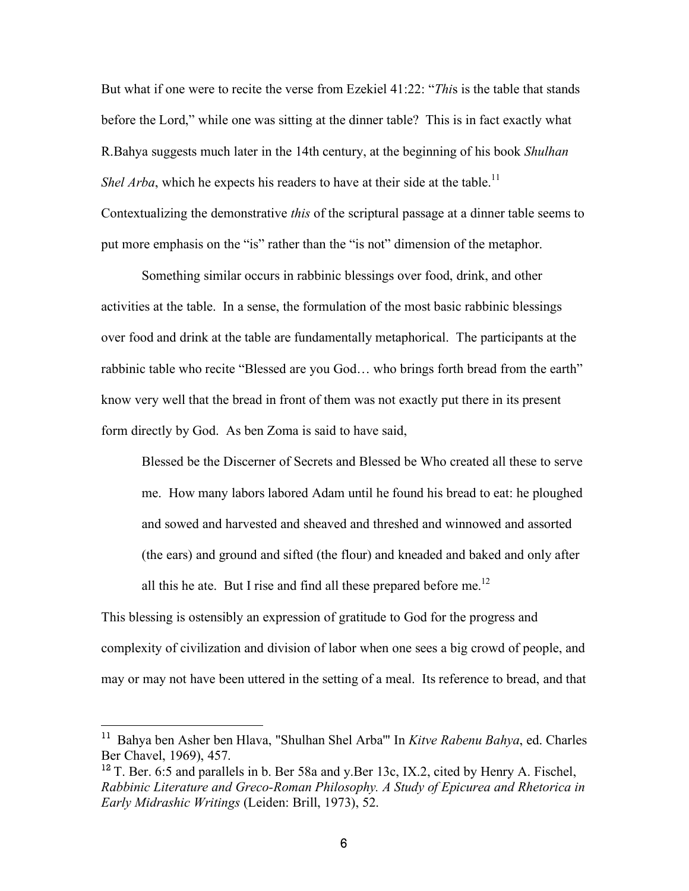But what if one were to recite the verse from Ezekiel 41:22: "*Thi*s is the table that stands before the Lord," while one was sitting at the dinner table? This is in fact exactly what R.Bahya suggests much later in the 14th century, at the beginning of his book *Shulhan Shel Arba*, which he expects his readers to have at their side at the table.[11] Contextualizing the demonstrative *this* of the scriptural passage at a dinner table seems to put more emphasis on the "is" rather than the "is not" dimension of the metaphor.

Something similar occurs in rabbinic blessings over food, drink, and other activities at the table. In a sense, the formulation of the most basic rabbinic blessings over food and drink at the table are fundamentally metaphorical. The participants at the rabbinic table who recite "Blessed are you God… who brings forth bread from the earth" know very well that the bread in front of them was not exactly put there in its present form directly by God. As ben Zoma is said to have said,

> Blessed be the Discerner of Secrets and Blessed be Who created all these to serve me. How many labors labored Adam until he found his bread to eat: he ploughed and sowed and harvested and sheaved and threshed and winnowed and assorted (the ears) and ground and sifted (the flour) and kneaded and baked and only after all this he ate. But I rise and find all these prepared before me.[12]

This blessing is ostensibly an expression of gratitude to God for the progress and complexity of civilization and division of labor when one sees a big crowd of people, and may or may not have been uttered in the setting of a meal. Its reference to bread, and that

---

[11] Bahya ben Asher ben Hlava, "Shulhan Shel Arba'" In *Kitve Rabenu Bahya*, ed. Charles Ber Chavel, 1969), 457.

[12] T. Ber. 6:5 and parallels in b. Ber 58a and y.Ber 13c, IX.2, cited by Henry A. Fischel, *Rabbinic Literature and Greco-Roman Philosophy. A Study of Epicurea and Rhetorica in Early Midrashic Writings* (Leiden: Brill, 1973), 52.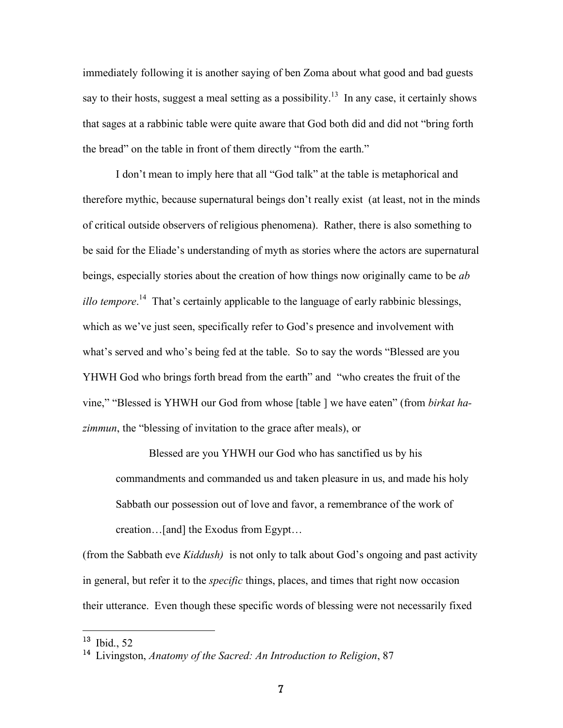immediately following it is another saying of ben Zoma about what good and bad guests say to their hosts, suggest a meal setting as a possibility.[13] In any case, it certainly shows that sages at a rabbinic table were quite aware that God both did and did not "bring forth the bread" on the table in front of them directly "from the earth."

I don't mean to imply here that all "God talk" at the table is metaphorical and therefore mythic, because supernatural beings don't really exist (at least, not in the minds of critical outside observers of religious phenomena). Rather, there is also something to be said for the Eliade's understanding of myth as stories where the actors are supernatural beings, especially stories about the creation of how things now originally came to be *ab illo tempore*.[14] That's certainly applicable to the language of early rabbinic blessings, which as we've just seen, specifically refer to God's presence and involvement with what's served and who's being fed at the table. So to say the words "Blessed are you YHWH God who brings forth bread from the earth" and "who creates the fruit of the vine," "Blessed is YHWH our God from whose [table ] we have eaten" (from *birkat ha-zimmun*, the "blessing of invitation to the grace after meals), or

> Blessed are you YHWH our God who has sanctified us by his commandments and commanded us and taken pleasure in us, and made his holy Sabbath our possession out of love and favor, a remembrance of the work of creation…[and] the Exodus from Egypt…

(from the Sabbath eve *Kiddush)* is not only to talk about God's ongoing and past activity in general, but refer it to the *specific* things, places, and times that right now occasion their utterance. Even though these specific words of blessing were not necessarily fixed

---

[13] Ibid., 52

[14] Livingston, *Anatomy of the Sacred: An Introduction to Religion*, 87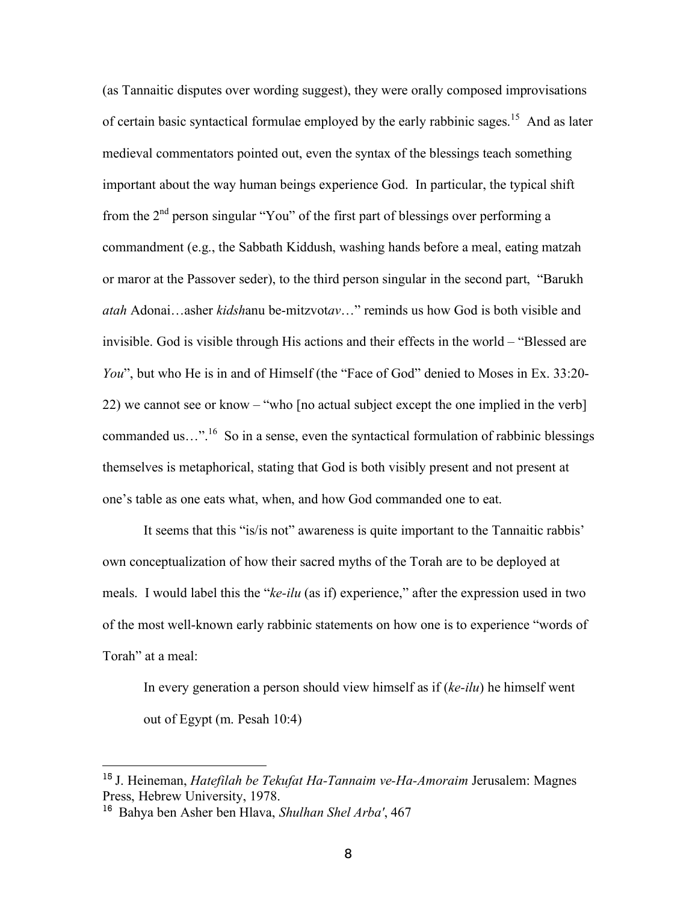(as Tannaitic disputes over wording suggest), they were orally composed improvisations of certain basic syntactical formulae employed by the early rabbinic sages.[15] And as later medieval commentators pointed out, even the syntax of the blessings teach something important about the way human beings experience God. In particular, the typical shift from the 2nd person singular "You" of the first part of blessings over performing a commandment (e.g., the Sabbath Kiddush, washing hands before a meal, eating matzah or maror at the Passover seder), to the third person singular in the second part, "Barukh *atah* Adonai…asher *kidsh*anu be-mitzvot*av*…" reminds us how God is both visible and invisible. God is visible through His actions and their effects in the world – "Blessed are *You*", but who He is in and of Himself (the "Face of God" denied to Moses in Ex. 33:20-22) we cannot see or know – "who [no actual subject except the one implied in the verb] commanded us…".[16] So in a sense, even the syntactical formulation of rabbinic blessings themselves is metaphorical, stating that God is both visibly present and not present at one's table as one eats what, when, and how God commanded one to eat.

It seems that this "is/is not" awareness is quite important to the Tannaitic rabbis' own conceptualization of how their sacred myths of the Torah are to be deployed at meals. I would label this the "*ke-ilu* (as if) experience," after the expression used in two of the most well-known early rabbinic statements on how one is to experience "words of Torah" at a meal:

> In every generation a person should view himself as if (*ke-ilu*) he himself went out of Egypt (m. Pesah 10:4)

---

[15] J. Heineman, *Hatefilah be Tekufat Ha-Tannaim ve-Ha-Amoraim* Jerusalem: Magnes Press, Hebrew University, 1978.

[16] Bahya ben Asher ben Hlava, *Shulhan Shel Arba'*, 467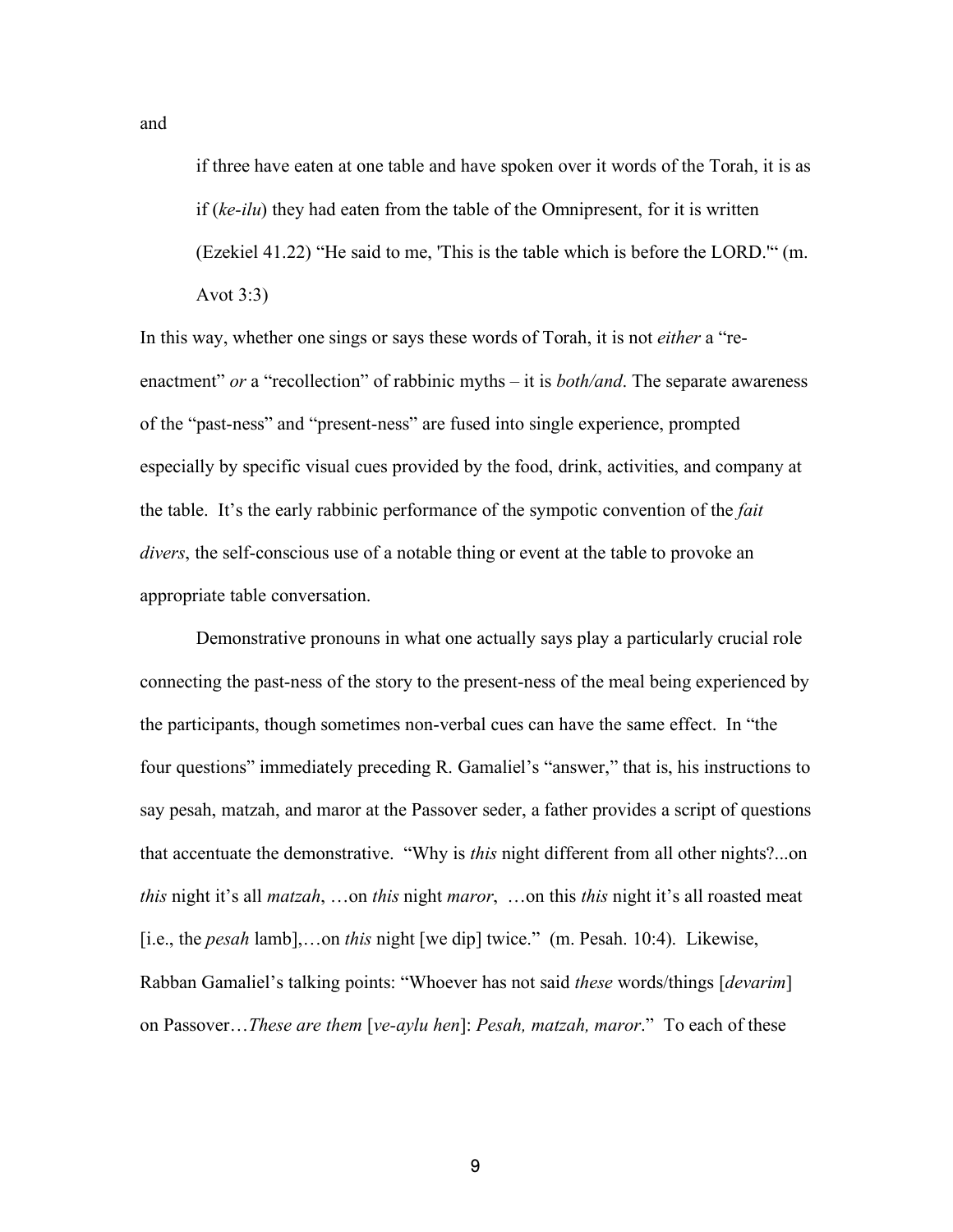and

> if three have eaten at one table and have spoken over it words of the Torah, it is as if (*ke-ilu*) they had eaten from the table of the Omnipresent, for it is written (Ezekiel 41.22) "He said to me, 'This is the table which is before the LORD.'" (m. Avot 3:3)

In this way, whether one sings or says these words of Torah, it is not *either* a "re-enactment" *or* a "recollection" of rabbinic myths – it is *both/and*. The separate awareness of the "past-ness" and "present-ness" are fused into single experience, prompted especially by specific visual cues provided by the food, drink, activities, and company at the table. It's the early rabbinic performance of the sympotic convention of the *fait divers*, the self-conscious use of a notable thing or event at the table to provoke an appropriate table conversation.

Demonstrative pronouns in what one actually says play a particularly crucial role connecting the past-ness of the story to the present-ness of the meal being experienced by the participants, though sometimes non-verbal cues can have the same effect. In "the four questions" immediately preceding R. Gamaliel's "answer," that is, his instructions to say pesah, matzah, and maror at the Passover seder, a father provides a script of questions that accentuate the demonstrative. "Why is *this* night different from all other nights?...on *this* night it's all *matzah*, …on *this* night *maror*, …on this *this* night it's all roasted meat [i.e., the *pesah* lamb],…on *this* night [we dip] twice." (m. Pesah. 10:4). Likewise, Rabban Gamaliel's talking points: "Whoever has not said *these* words/things [*devarim*] on Passover…*These are them* [*ve-aylu hen*]: *Pesah, matzah, maror*." To each of these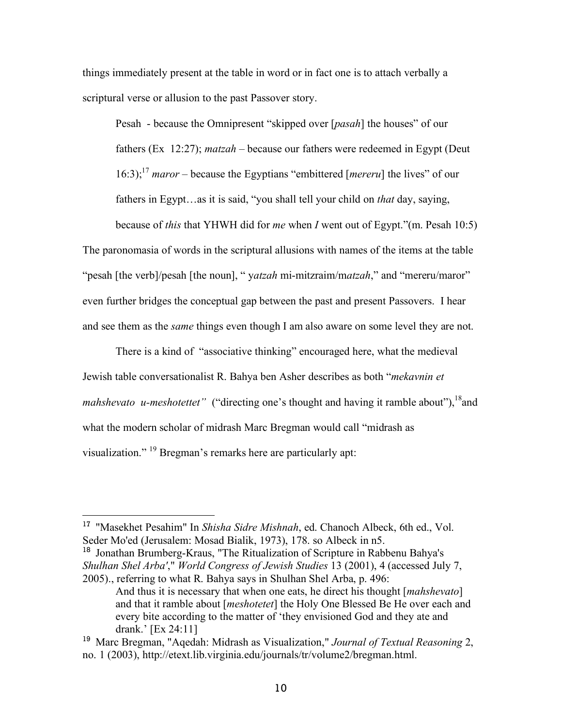things immediately present at the table in word or in fact one is to attach verbally a scriptural verse or allusion to the past Passover story.

> Pesah - because the Omnipresent "skipped over [*pasah*] the houses" of our fathers (Ex 12:27); *matzah* – because our fathers were redeemed in Egypt (Deut 16:3);[17] *maror* – because the Egyptians "embittered [*mereru*] the lives" of our fathers in Egypt…as it is said, "you shall tell your child on *that* day, saying, because of *this* that YHWH did for *me* when *I* went out of Egypt."(m. Pesah 10:5)

The paronomasia of words in the scriptural allusions with names of the items at the table "pesah [the verb]/pesah [the noun], " y*atzah* mi-mitzraim/m*atzah*," and "mereru/maror" even further bridges the conceptual gap between the past and present Passovers. I hear and see them as the *same* things even though I am also aware on some level they are not.

There is a kind of "associative thinking" encouraged here, what the medieval Jewish table conversationalist R. Bahya ben Asher describes as both "*mekavnin et mahshevato u-meshotettet"* ("directing one's thought and having it ramble about"),[18]and what the modern scholar of midrash Marc Bregman would call "midrash as visualization." [19] Bregman's remarks here are particularly apt:

---

[17] "Masekhet Pesahim" In *Shisha Sidre Mishnah*, ed. Chanoch Albeck, 6th ed., Vol. Seder Mo'ed (Jerusalem: Mosad Bialik, 1973), 178. so Albeck in n5.

[18] Jonathan Brumberg-Kraus, "The Ritualization of Scripture in Rabbenu Bahya's *Shulhan Shel Arba'*," *World Congress of Jewish Studies* 13 (2001), 4 (accessed July 7, 2005)., referring to what R. Bahya says in Shulhan Shel Arba, p. 496:

> And thus it is necessary that when one eats, he direct his thought [*mahshevato*] and that it ramble about [*meshotetet*] the Holy One Blessed Be He over each and every bite according to the matter of 'they envisioned God and they ate and drank.' [Ex 24:11]

[19] Marc Bregman, "Aqedah: Midrash as Visualization," *Journal of Textual Reasoning* 2, no. 1 (2003), http://etext.lib.virginia.edu/journals/tr/volume2/bregman.html.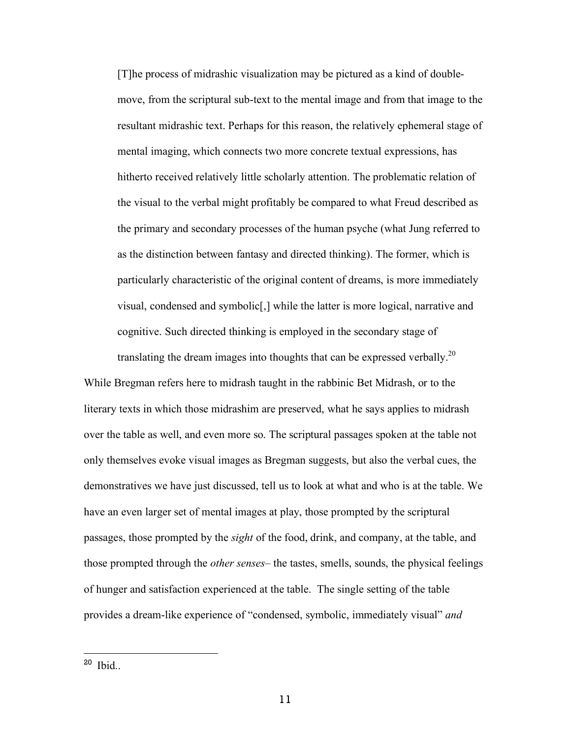> [T]he process of midrashic visualization may be pictured as a kind of double-move, from the scriptural sub-text to the mental image and from that image to the resultant midrashic text. Perhaps for this reason, the relatively ephemeral stage of mental imaging, which connects two more concrete textual expressions, has hitherto received relatively little scholarly attention. The problematic relation of the visual to the verbal might profitably be compared to what Freud described as the primary and secondary processes of the human psyche (what Jung referred to as the distinction between fantasy and directed thinking). The former, which is particularly characteristic of the original content of dreams, is more immediately visual, condensed and symbolic[,] while the latter is more logical, narrative and cognitive. Such directed thinking is employed in the secondary stage of translating the dream images into thoughts that can be expressed verbally.[20]

While Bregman refers here to midrash taught in the rabbinic Bet Midrash, or to the literary texts in which those midrashim are preserved, what he says applies to midrash over the table as well, and even more so. The scriptural passages spoken at the table not only themselves evoke visual images as Bregman suggests, but also the verbal cues, the demonstratives we have just discussed, tell us to look at what and who is at the table. We have an even larger set of mental images at play, those prompted by the scriptural passages, those prompted by the *sight* of the food, drink, and company, at the table, and those prompted through the *other senses*– the tastes, smells, sounds, the physical feelings of hunger and satisfaction experienced at the table. The single setting of the table provides a dream-like experience of "condensed, symbolic, immediately visual" *and*

---

[20] Ibid..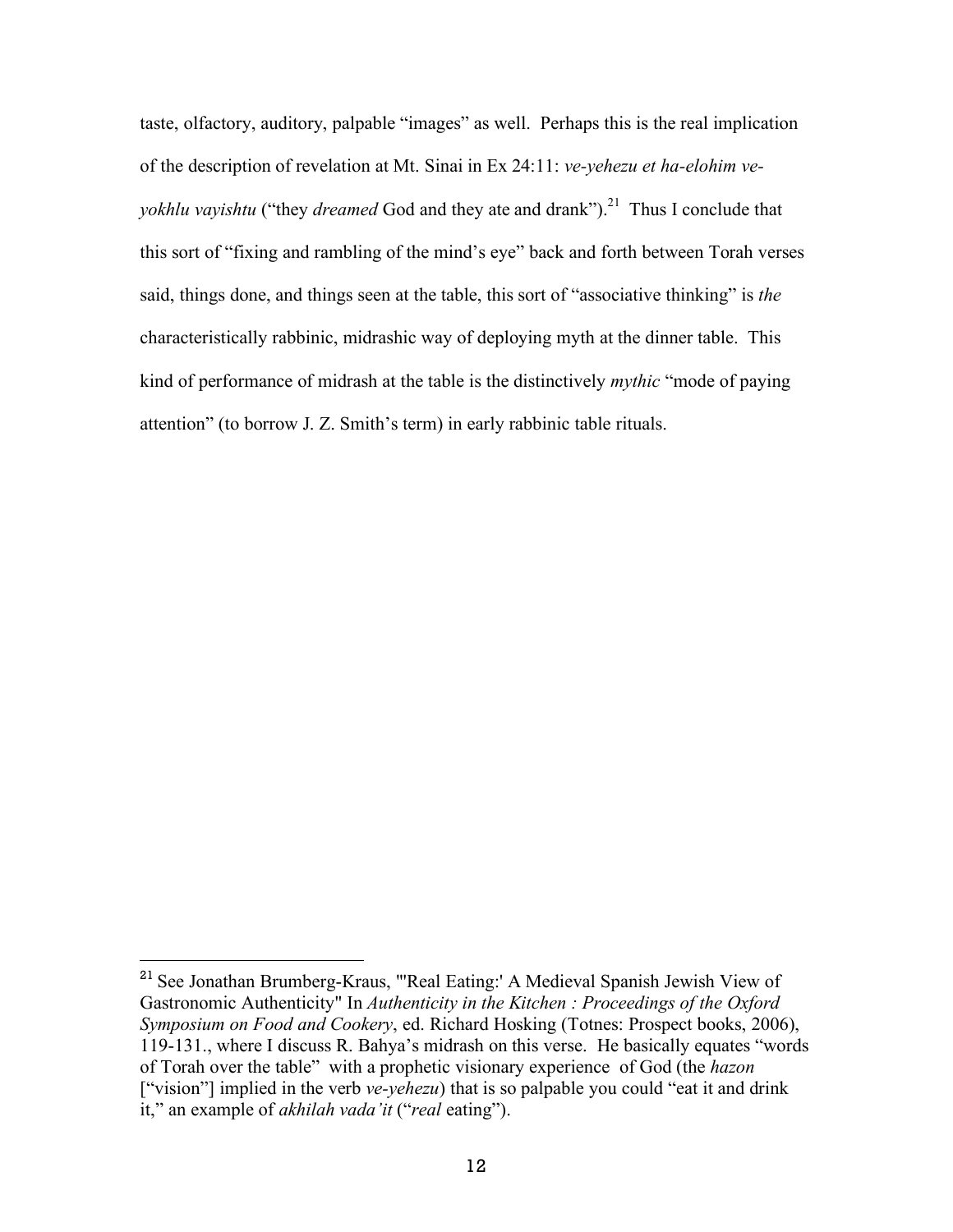taste, olfactory, auditory, palpable "images" as well. Perhaps this is the real implication of the description of revelation at Mt. Sinai in Ex 24:11: *ve-yehezu et ha-elohim ve-yokhlu vayishtu* ("they *dreamed* God and they ate and drank").[21] Thus I conclude that this sort of "fixing and rambling of the mind's eye" back and forth between Torah verses said, things done, and things seen at the table, this sort of "associative thinking" is *the* characteristically rabbinic, midrashic way of deploying myth at the dinner table. This kind of performance of midrash at the table is the distinctively *mythic* "mode of paying attention" (to borrow J. Z. Smith's term) in early rabbinic table rituals.

---

[21] See Jonathan Brumberg-Kraus, "'Real Eating:' A Medieval Spanish Jewish View of Gastronomic Authenticity" In *Authenticity in the Kitchen : Proceedings of the Oxford Symposium on Food and Cookery*, ed. Richard Hosking (Totnes: Prospect books, 2006), 119-131., where I discuss R. Bahya's midrash on this verse. He basically equates "words of Torah over the table" with a prophetic visionary experience of God (the *hazon* ["vision"] implied in the verb *ve-yehezu*) that is so palpable you could "eat it and drink it," an example of *akhilah vada'it* ("*real* eating").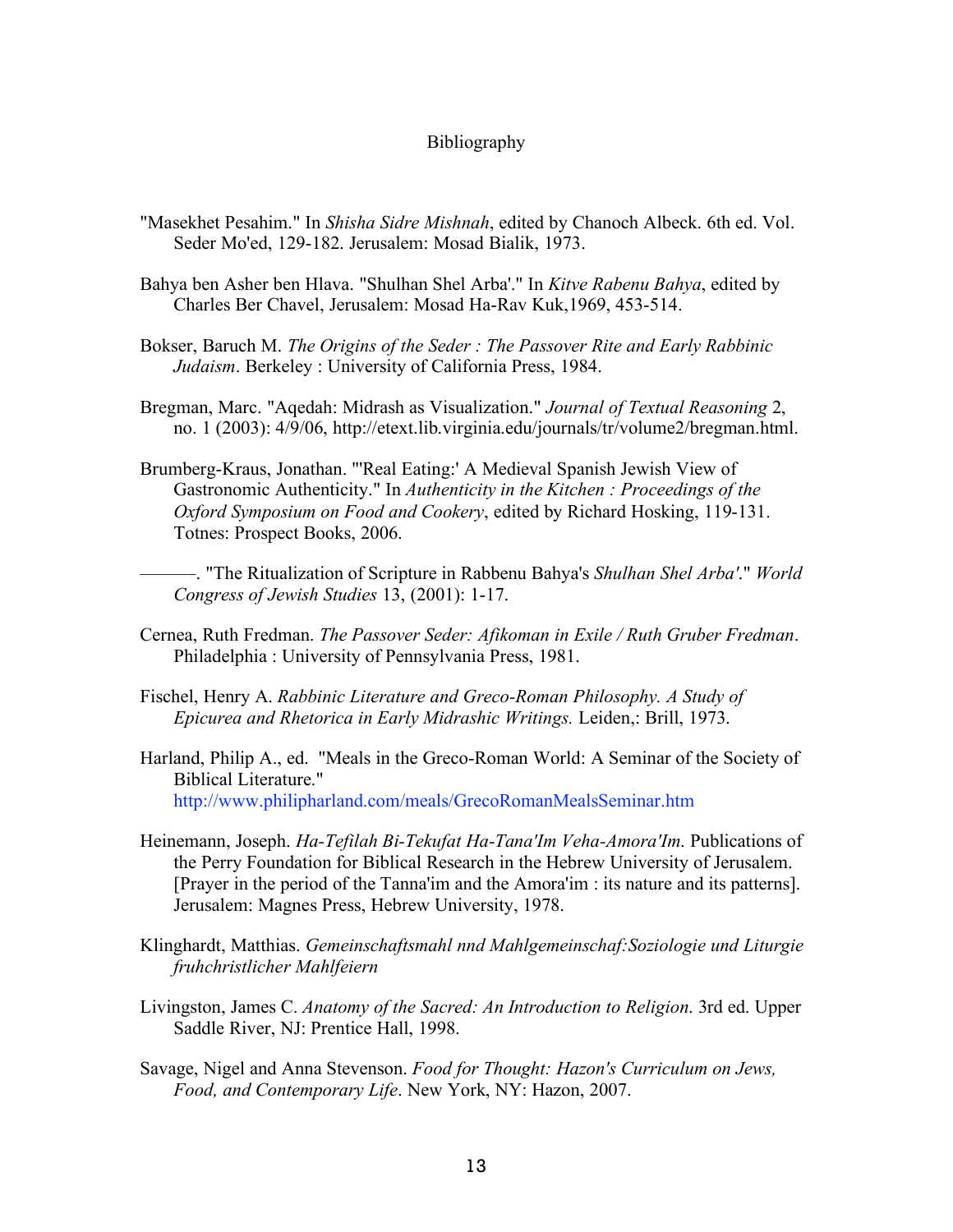# Bibliography

"Masekhet Pesahim." In *Shisha Sidre Mishnah*, edited by Chanoch Albeck. 6th ed. Vol. Seder Mo'ed, 129-182. Jerusalem: Mosad Bialik, 1973.

Bahya ben Asher ben Hlava. "Shulhan Shel Arba'." In *Kitve Rabenu Bahya*, edited by Charles Ber Chavel, Jerusalem: Mosad Ha-Rav Kuk,1969, 453-514.

Bokser, Baruch M. *The Origins of the Seder : The Passover Rite and Early Rabbinic Judaism*. Berkeley : University of California Press, 1984.

Bregman, Marc. "Aqedah: Midrash as Visualization." *Journal of Textual Reasoning* 2, no. 1 (2003): 4/9/06, http://etext.lib.virginia.edu/journals/tr/volume2/bregman.html.

Brumberg-Kraus, Jonathan. "'Real Eating:' A Medieval Spanish Jewish View of Gastronomic Authenticity." In *Authenticity in the Kitchen : Proceedings of the Oxford Symposium on Food and Cookery*, edited by Richard Hosking, 119-131. Totnes: Prospect Books, 2006.

———. "The Ritualization of Scripture in Rabbenu Bahya's *Shulhan Shel Arba'*." *World Congress of Jewish Studies* 13, (2001): 1-17.

Cernea, Ruth Fredman. *The Passover Seder: Afikoman in Exile / Ruth Gruber Fredman*. Philadelphia : University of Pennsylvania Press, 1981.

Fischel, Henry A. *Rabbinic Literature and Greco-Roman Philosophy. A Study of Epicurea and Rhetorica in Early Midrashic Writings.* Leiden,: Brill, 1973.

Harland, Philip A., ed. "Meals in the Greco-Roman World: A Seminar of the Society of Biblical Literature." http://www.philipharland.com/meals/GrecoRomanMealsSeminar.htm

Heinemann, Joseph. *Ha-Tefilah Bi-Tekufat Ha-Tana'Im Veha-Amora'Im*. Publications of the Perry Foundation for Biblical Research in the Hebrew University of Jerusalem. [Prayer in the period of the Tanna'im and the Amora'im : its nature and its patterns]. Jerusalem: Magnes Press, Hebrew University, 1978.

Klinghardt, Matthias. *Gemeinschaftsmahl nnd Mahlgemeinschaf:Soziologie und Liturgie fruhchristlicher Mahlfeiern*

Livingston, James C. *Anatomy of the Sacred: An Introduction to Religion*. 3rd ed. Upper Saddle River, NJ: Prentice Hall, 1998.

Savage, Nigel and Anna Stevenson. *Food for Thought: Hazon's Curriculum on Jews, Food, and Contemporary Life*. New York, NY: Hazon, 2007.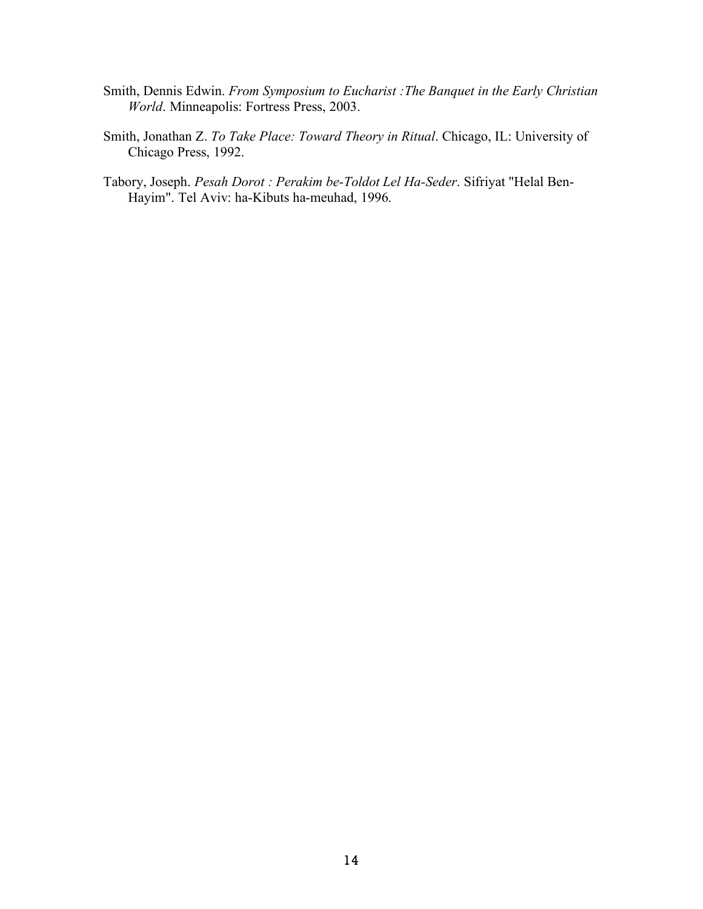Smith, Dennis Edwin. *From Symposium to Eucharist :The Banquet in the Early Christian World*. Minneapolis: Fortress Press, 2003.

Smith, Jonathan Z. *To Take Place: Toward Theory in Ritual*. Chicago, IL: University of Chicago Press, 1992.

Tabory, Joseph. *Pesah Dorot : Perakim be-Toldot Lel Ha-Seder*. Sifriyat "Helal Ben-Hayim". Tel Aviv: ha-Kibuts ha-meuhad, 1996.